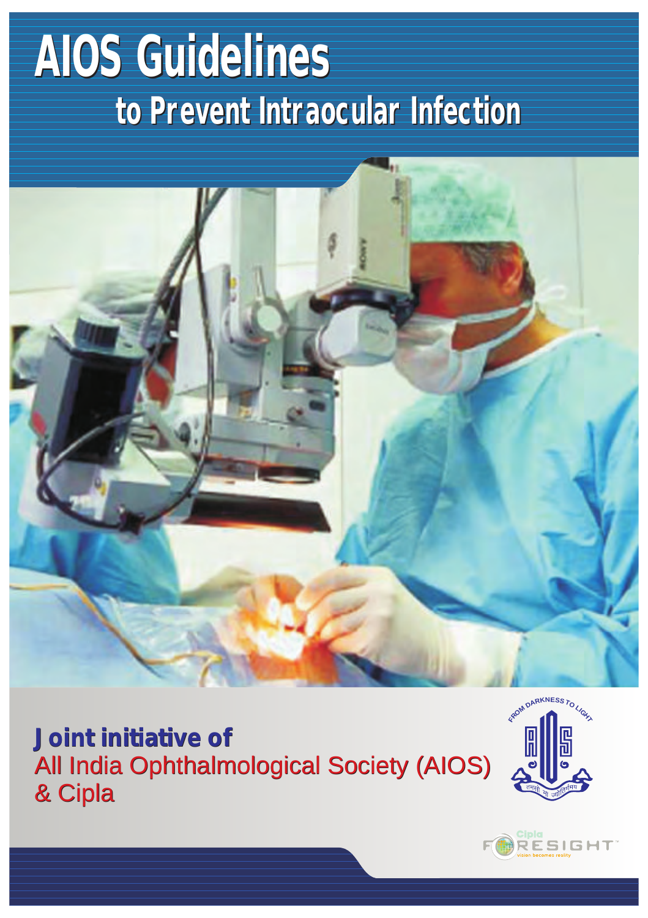# AIOS Guidelines

## to Prevent Intraocular Infection

**Joint initiative of**

All India Ophthalmological Society (AIOS)
& Cipla

FROM DARKNESS TO LIGHT

तमसो मा ज्योतिर्गमय

Cipla FORESIGHT™
vision becomes reality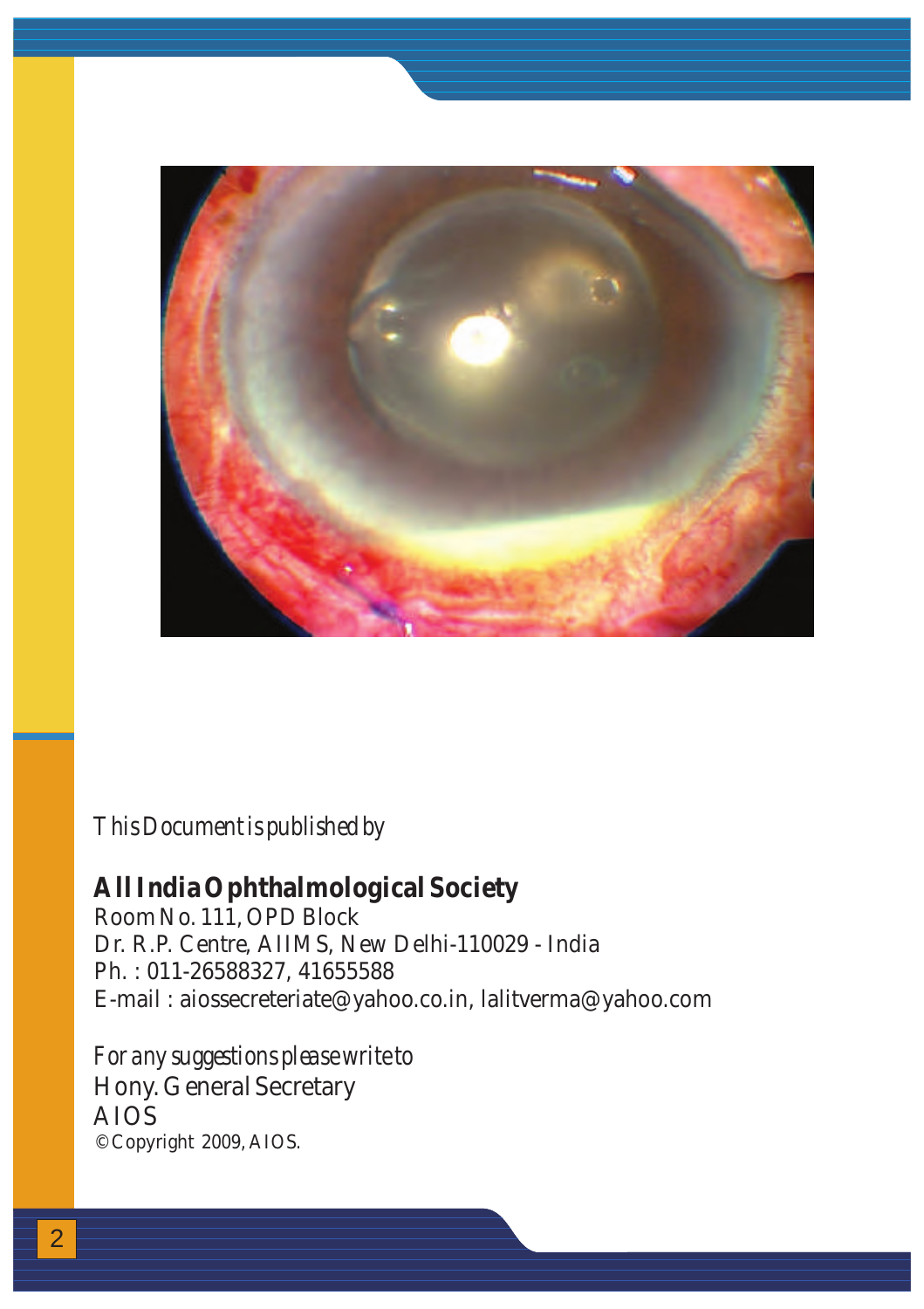*This Document is published by*

**All India Ophthalmological Society**
Room No. 111, OPD Block
Dr. R.P. Centre, AIIMS, New Delhi-110029 - India
Ph. : 011-26588327, 41655588
E-mail : aiossecreteriate@yahoo.co.in, lalitverma@yahoo.com

*For any suggestions please write to*
Hony. General Secretary
AIOS
© Copyright 2009, AIOS.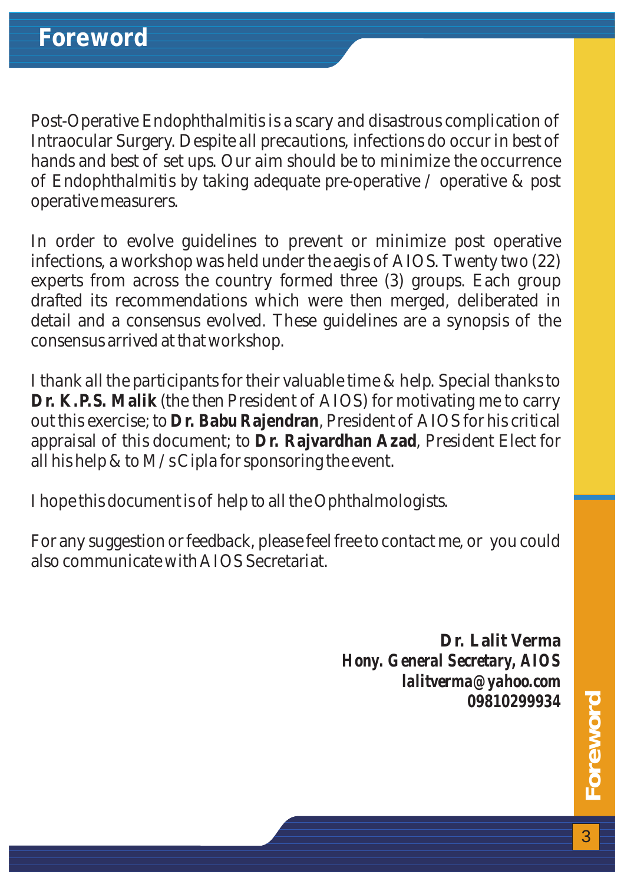# Foreword

Post-Operative Endophthalmitis is a scary and disastrous complication of Intraocular Surgery. Despite all precautions, infections do occur in best of hands and best of set ups. Our aim should be to minimize the occurrence of Endophthalmitis by taking adequate pre-operative / operative & post operative measurers.

In order to evolve guidelines to prevent or minimize post operative infections, a workshop was held under the aegis of AIOS. Twenty two (22) experts from across the country formed three (3) groups. Each group drafted its recommendations which were then merged, deliberated in detail and a consensus evolved. These guidelines are a synopsis of the consensus arrived at that workshop.

I thank all the participants for their valuable time & help. Special thanks to **Dr. K.P.S. Malik** (the then President of AIOS) for motivating me to carry out this exercise; to **Dr. Babu Rajendran**, President of AIOS for his critical appraisal of this document; to **Dr. Rajvardhan Azad**, President Elect for all his help & to M/s Cipla for sponsoring the event.

I hope this document is of help to all the Ophthalmologists.

For any suggestion or feedback, please feel free to contact me, or you could also communicate with AIOS Secretariat.

**Dr. Lalit Verma**
***Hony. General Secretary, AIOS***
***lalitverma@yahoo.com***
***09810299934***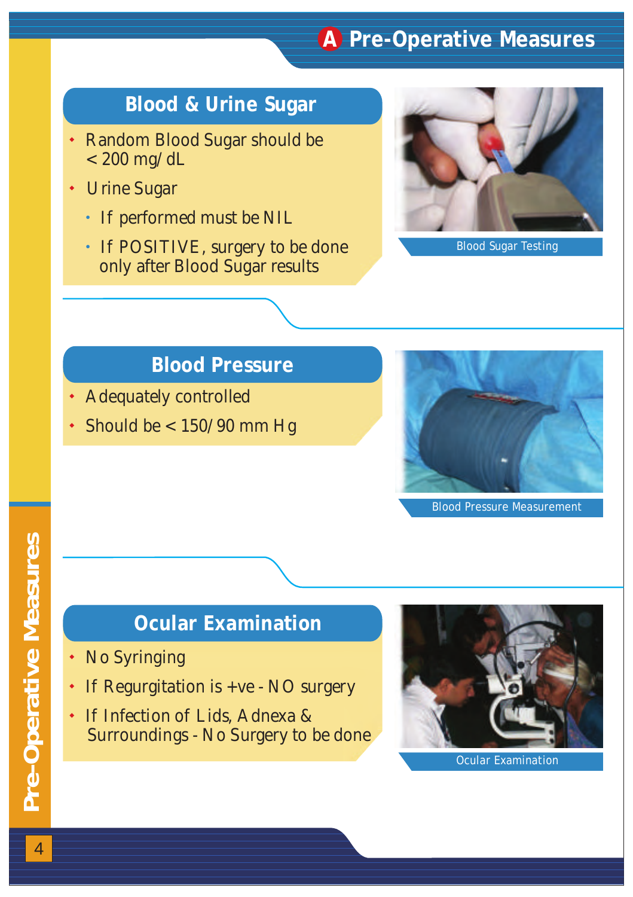# A Pre-Operative Measures

## Blood & Urine Sugar

- Random Blood Sugar should be < 200 mg/dL
- Urine Sugar
  - If performed must be NIL
  - If POSITIVE, surgery to be done only after Blood Sugar results

Blood Sugar Testing

## Blood Pressure

- Adequately controlled
- Should be < 150/90 mm Hg

Blood Pressure Measurement

## Ocular Examination

- No Syringing
- If Regurgitation is +ve - NO surgery
- If Infection of Lids, Adnexa & Surroundings - No Surgery to be done

Ocular Examination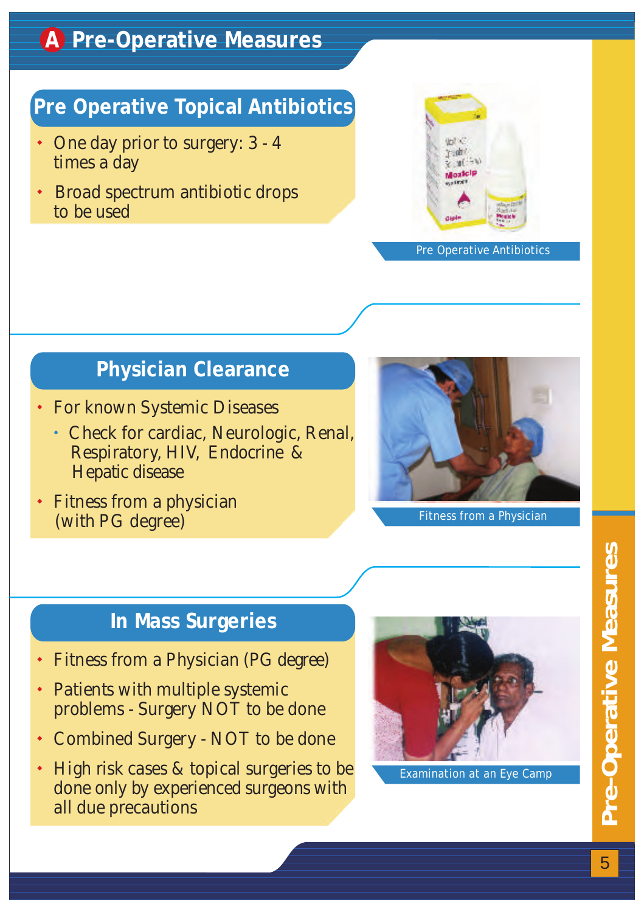# A Pre-Operative Measures

## Pre Operative Topical Antibiotics

- One day prior to surgery: 3 - 4 times a day
- Broad spectrum antibiotic drops to be used

Pre Operative Antibiotics

## Physician Clearance

- For known Systemic Diseases
  - Check for cardiac, Neurologic, Renal, Respiratory, HIV, Endocrine & Hepatic disease
- Fitness from a physician (with PG degree)

Fitness from a Physician

## In Mass Surgeries

- Fitness from a Physician (PG degree)
- Patients with multiple systemic problems - Surgery NOT to be done
- Combined Surgery - NOT to be done
- High risk cases & topical surgeries to be done only by experienced surgeons with all due precautions

Examination at an Eye Camp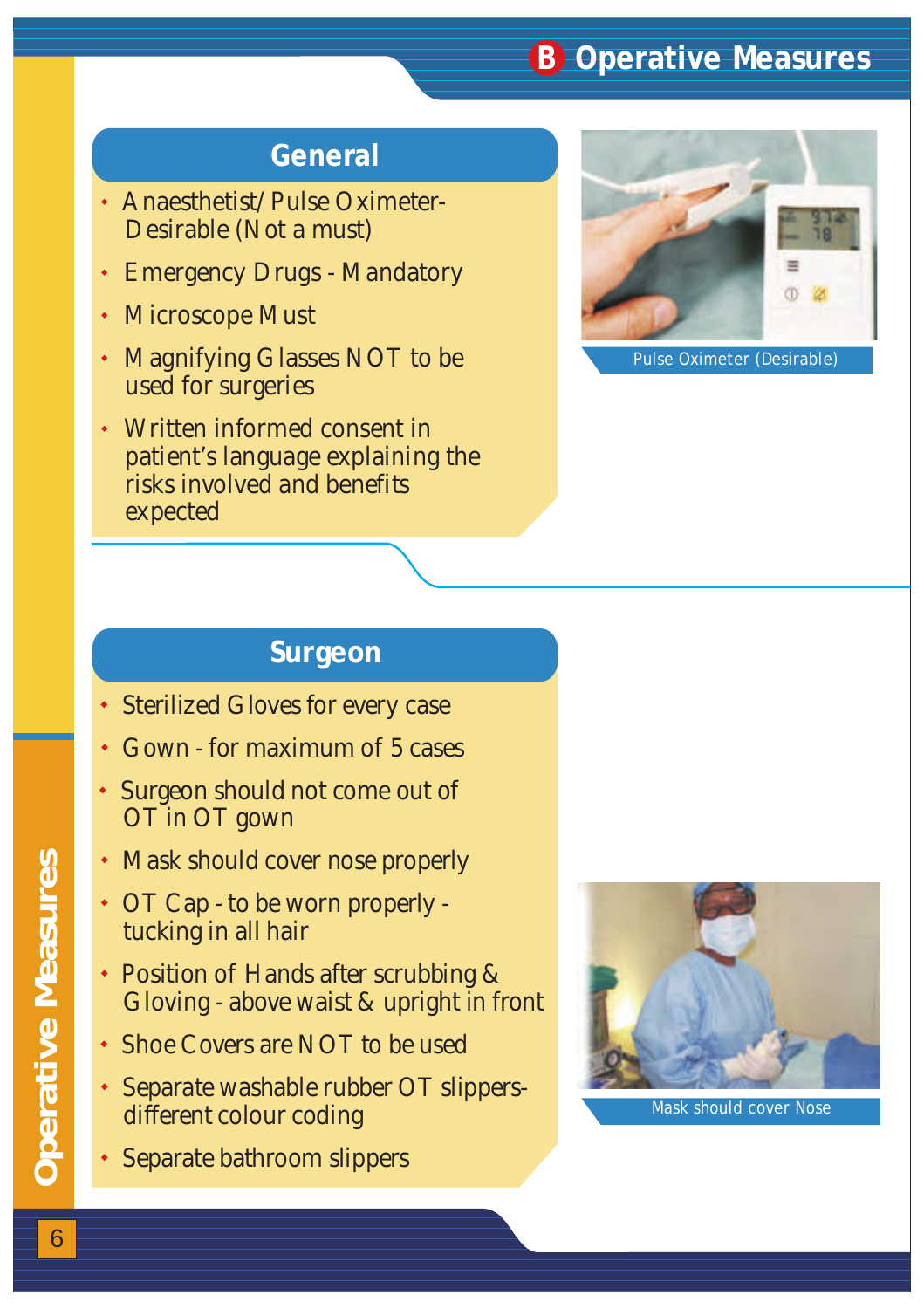# B Operative Measures

## General

- Anaesthetist/Pulse Oximeter- Desirable (Not a must)
- Emergency Drugs - Mandatory
- Microscope Must
- Magnifying Glasses NOT to be used for surgeries
- Written informed consent in patient's language explaining the risks involved and benefits expected

Pulse Oximeter (Desirable)

## Surgeon

- Sterilized Gloves for every case
- Gown - for maximum of 5 cases
- Surgeon should not come out of OT in OT gown
- Mask should cover nose properly
- OT Cap - to be worn properly - tucking in all hair
- Position of Hands after scrubbing & Gloving - above waist & upright in front
- Shoe Covers are NOT to be used
- Separate washable rubber OT slippers- different colour coding
- Separate bathroom slippers

Mask should cover Nose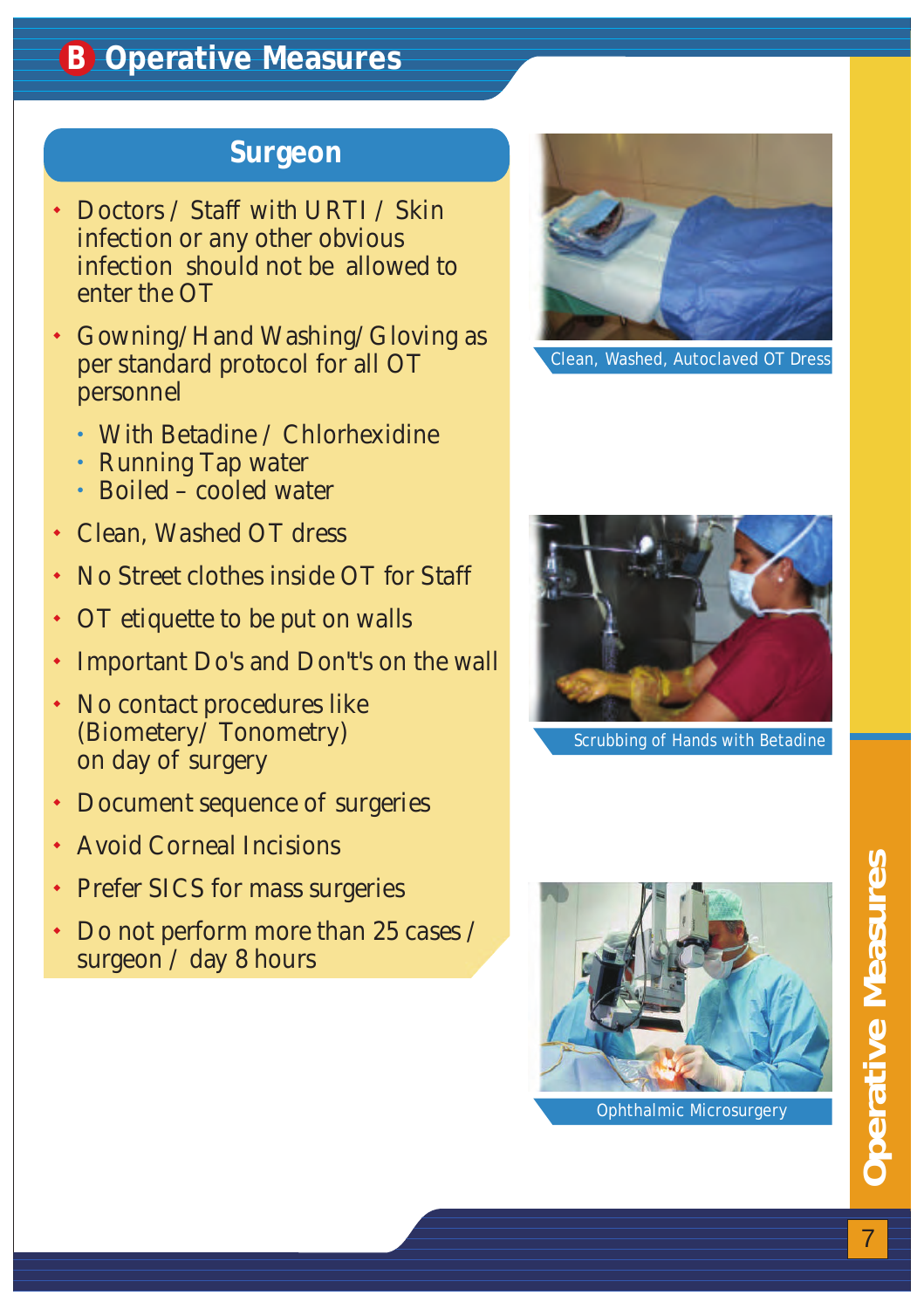# B Operative Measures

## Surgeon

- Doctors / Staff with URTI / Skin infection or any other obvious infection should not be allowed to enter the OT
- Gowning/Hand Washing/Gloving as per standard protocol for all OT personnel
  - With Betadine / Chlorhexidine
  - Running Tap water
  - Boiled – cooled water
- Clean, Washed OT dress
- No Street clothes inside OT for Staff
- OT etiquette to be put on walls
- Important Do's and Don't's on the wall
- No contact procedures like (Biometery/ Tonometry) on day of surgery
- Document sequence of surgeries
- Avoid Corneal Incisions
- Prefer SICS for mass surgeries
- Do not perform more than 25 cases / surgeon / day 8 hours

Clean, Washed, Autoclaved OT Dress

Scrubbing of Hands with Betadine

Ophthalmic Microsurgery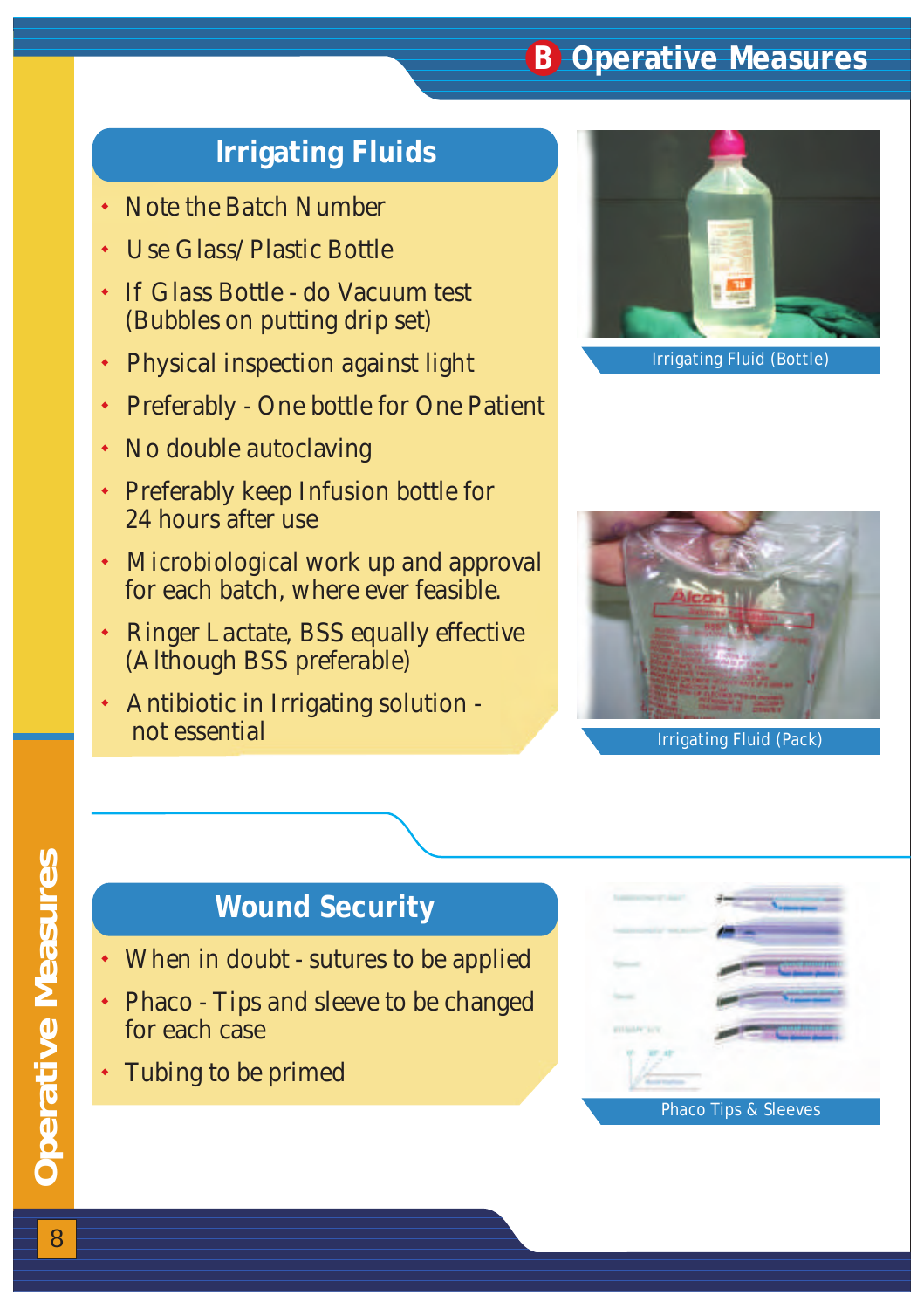# B Operative Measures

## Irrigating Fluids

- Note the Batch Number
- Use Glass/Plastic Bottle
- If Glass Bottle - do Vacuum test (Bubbles on putting drip set)
- Physical inspection against light
- Preferably - One bottle for One Patient
- No double autoclaving
- Preferably keep Infusion bottle for 24 hours after use
- Microbiological work up and approval for each batch, where ever feasible.
- Ringer Lactate, BSS equally effective (Although BSS preferable)
- Antibiotic in Irrigating solution - not essential

Irrigating Fluid (Bottle)

Irrigating Fluid (Pack)

## Wound Security

- When in doubt - sutures to be applied
- Phaco - Tips and sleeve to be changed for each case
- Tubing to be primed

Phaco Tips & Sleeves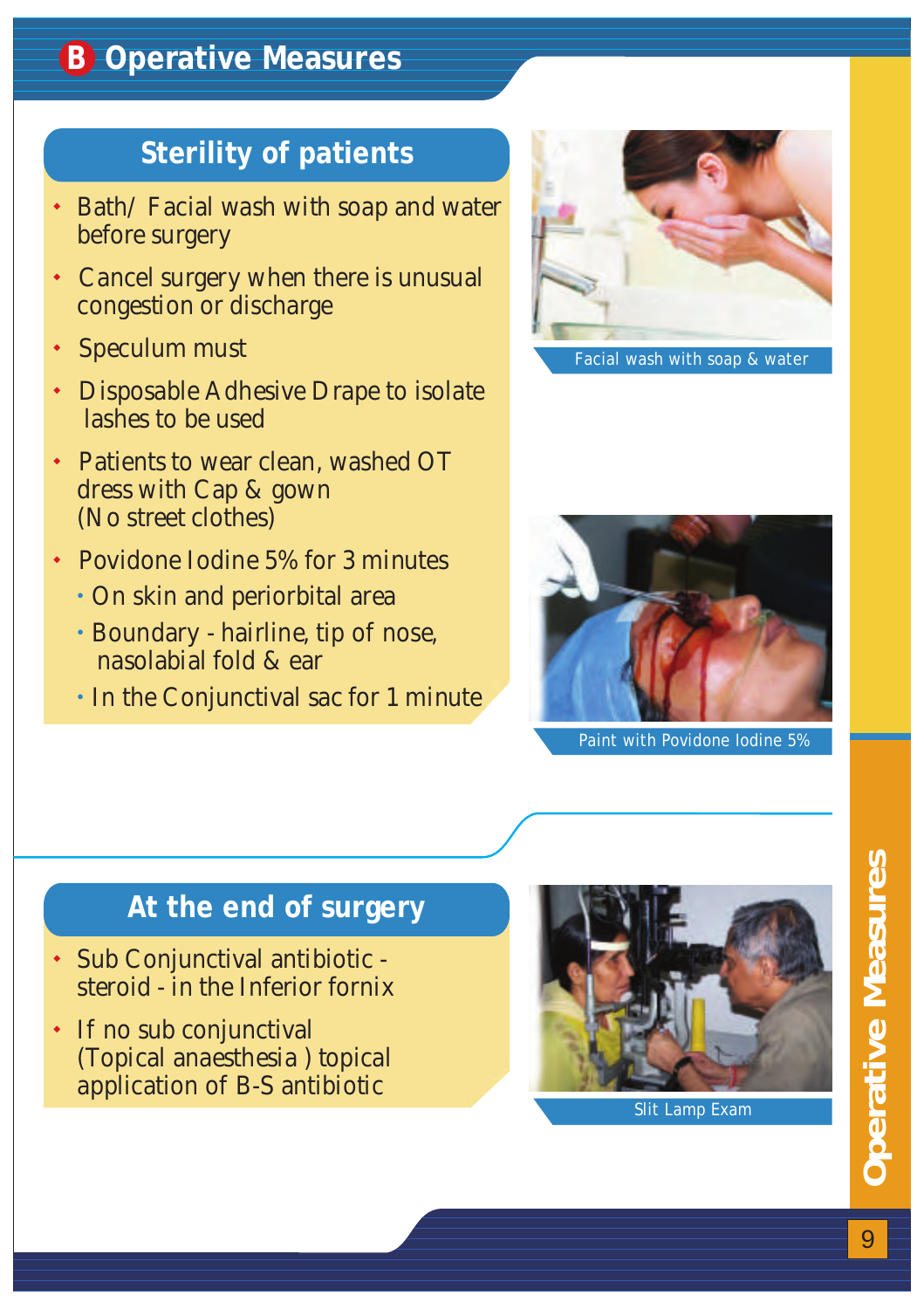# B Operative Measures

## Sterility of patients

- Bath/ Facial wash with soap and water before surgery
- Cancel surgery when there is unusual congestion or discharge
- Speculum must
- Disposable Adhesive Drape to isolate lashes to be used
- Patients to wear clean, washed OT dress with Cap & gown (No street clothes)
- Povidone Iodine 5% for 3 minutes
  - On skin and periorbital area
  - Boundary - hairline, tip of nose, nasolabial fold & ear
  - In the Conjunctival sac for 1 minute

Facial wash with soap & water

Paint with Povidone Iodine 5%

## At the end of surgery

- Sub Conjunctival antibiotic - steroid - in the Inferior fornix
- If no sub conjunctival (Topical anaesthesia ) topical application of B-S antibiotic

Slit Lamp Exam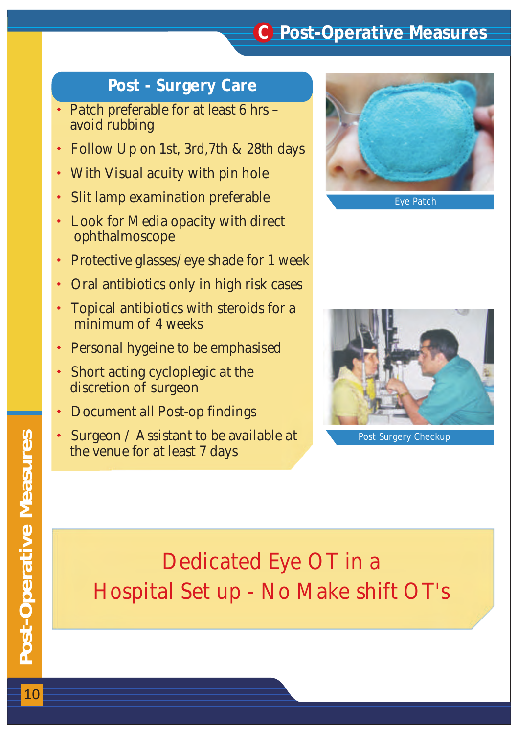# C Post-Operative Measures

## Post - Surgery Care

- Patch preferable for at least 6 hrs – avoid rubbing
- Follow Up on 1st, 3rd,7th & 28th days
- With Visual acuity with pin hole
- Slit lamp examination preferable
- Look for Media opacity with direct ophthalmoscope
- Protective glasses/eye shade for 1 week
- Oral antibiotics only in high risk cases
- Topical antibiotics with steroids for a minimum of 4 weeks
- Personal hygeine to be emphasised
- Short acting cycloplegic at the discretion of surgeon
- Document all Post-op findings
- Surgeon / Assistant to be available at the venue for at least 7 days

Eye Patch

Post Surgery Checkup

Dedicated Eye OT in a Hospital Set up - No Make shift OT's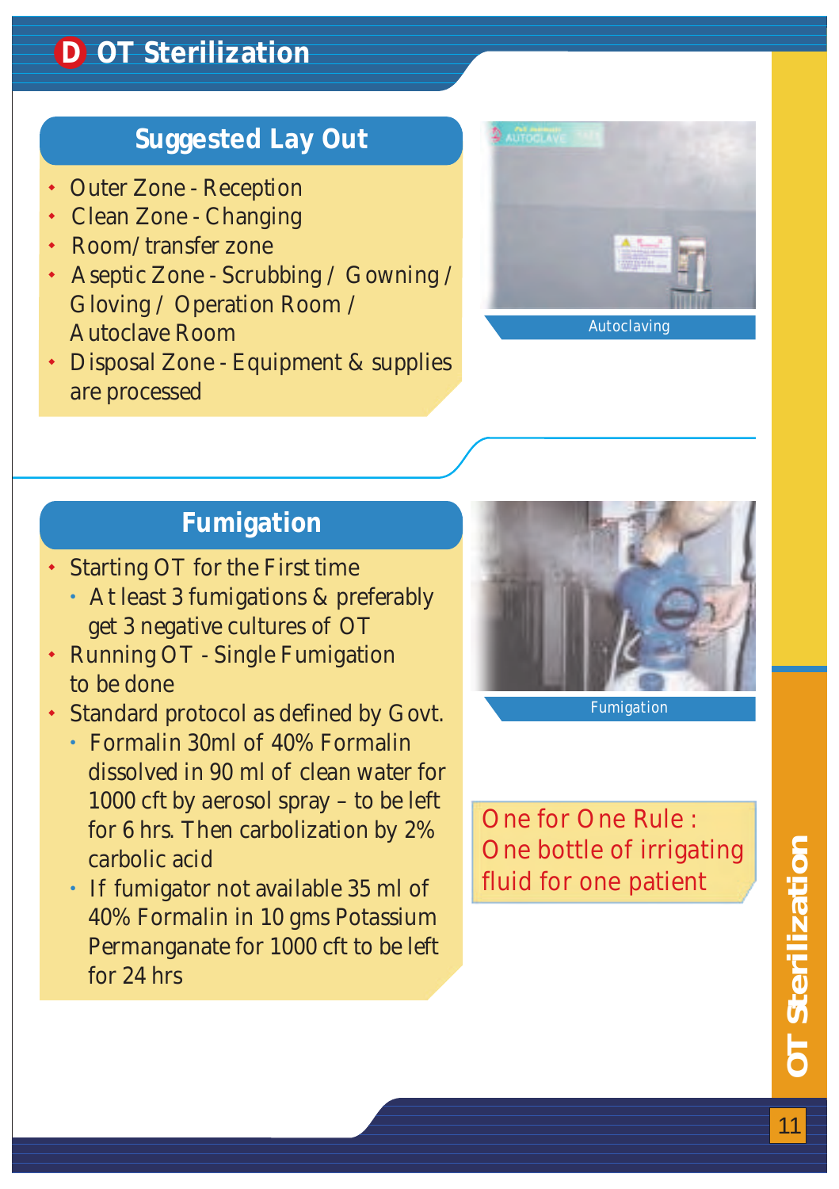# D OT Sterilization

## Suggested Lay Out

- Outer Zone - Reception
- Clean Zone - Changing
- Room/transfer zone
- Aseptic Zone - Scrubbing / Gowning / Gloving / Operation Room / Autoclave Room
- Disposal Zone - Equipment & supplies are processed

Autoclaving

## Fumigation

- Starting OT for the First time
  - At least 3 fumigations & preferably get 3 negative cultures of OT
- Running OT - Single Fumigation to be done
- Standard protocol as defined by Govt.
  - Formalin 30ml of 40% Formalin dissolved in 90 ml of clean water for 1000 cft by aerosol spray – to be left for 6 hrs. Then carbolization by 2% carbolic acid
  - If fumigator not available 35 ml of 40% Formalin in 10 gms Potassium Permanganate for 1000 cft to be left for 24 hrs

Fumigation

One for One Rule : One bottle of irrigating fluid for one patient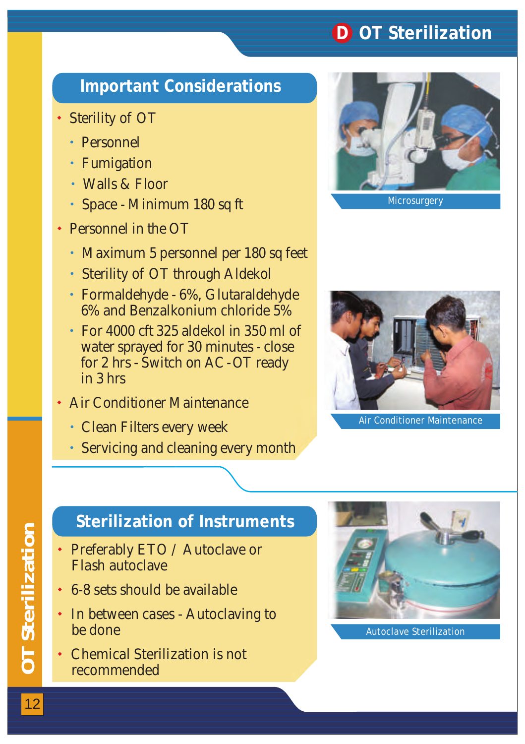# D OT Sterilization

## Important Considerations

- Sterility of OT
  - Personnel
  - Fumigation
  - Walls & Floor
  - Space - Minimum 180 sq ft
- Personnel in the OT
  - Maximum 5 personnel per 180 sq feet
  - Sterility of OT through Aldekol
  - Formaldehyde - 6%, Glutaraldehyde 6% and Benzalkonium chloride 5%
  - For 4000 cft 325 aldekol in 350 ml of water sprayed for 30 minutes - close for 2 hrs - Switch on AC - OT ready in 3 hrs
- Air Conditioner Maintenance
  - Clean Filters every week
  - Servicing and cleaning every month

Microsurgery

Air Conditioner Maintenance

## Sterilization of Instruments

- Preferably ETO / Autoclave or Flash autoclave
- 6-8 sets should be available
- In between cases - Autoclaving to be done
- Chemical Sterilization is not recommended

Autoclave Sterilization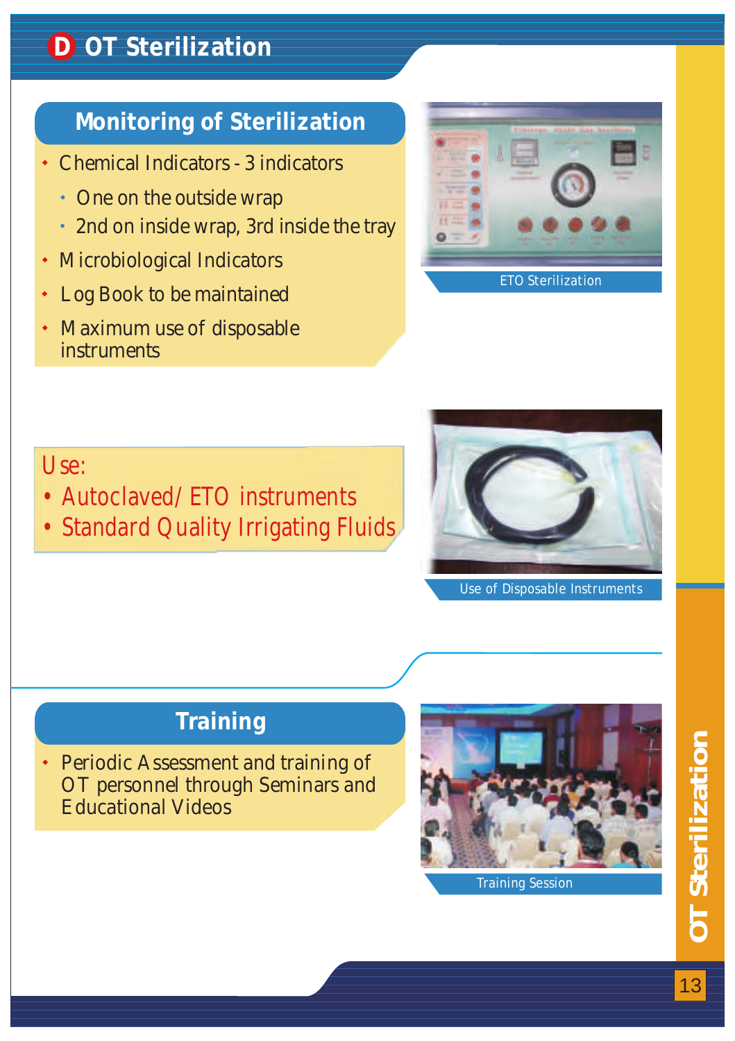# D OT Sterilization

## Monitoring of Sterilization

- Chemical Indicators - 3 indicators
  - One on the outside wrap
  - 2nd on inside wrap, 3rd inside the tray
- Microbiological Indicators
- Log Book to be maintained
- Maximum use of disposable instruments

ETO Sterilization

Use:
- Autoclaved/ ETO instruments
- Standard Quality Irrigating Fluids

Use of Disposable Instruments

## Training

- Periodic Assessment and training of OT personnel through Seminars and Educational Videos

Training Session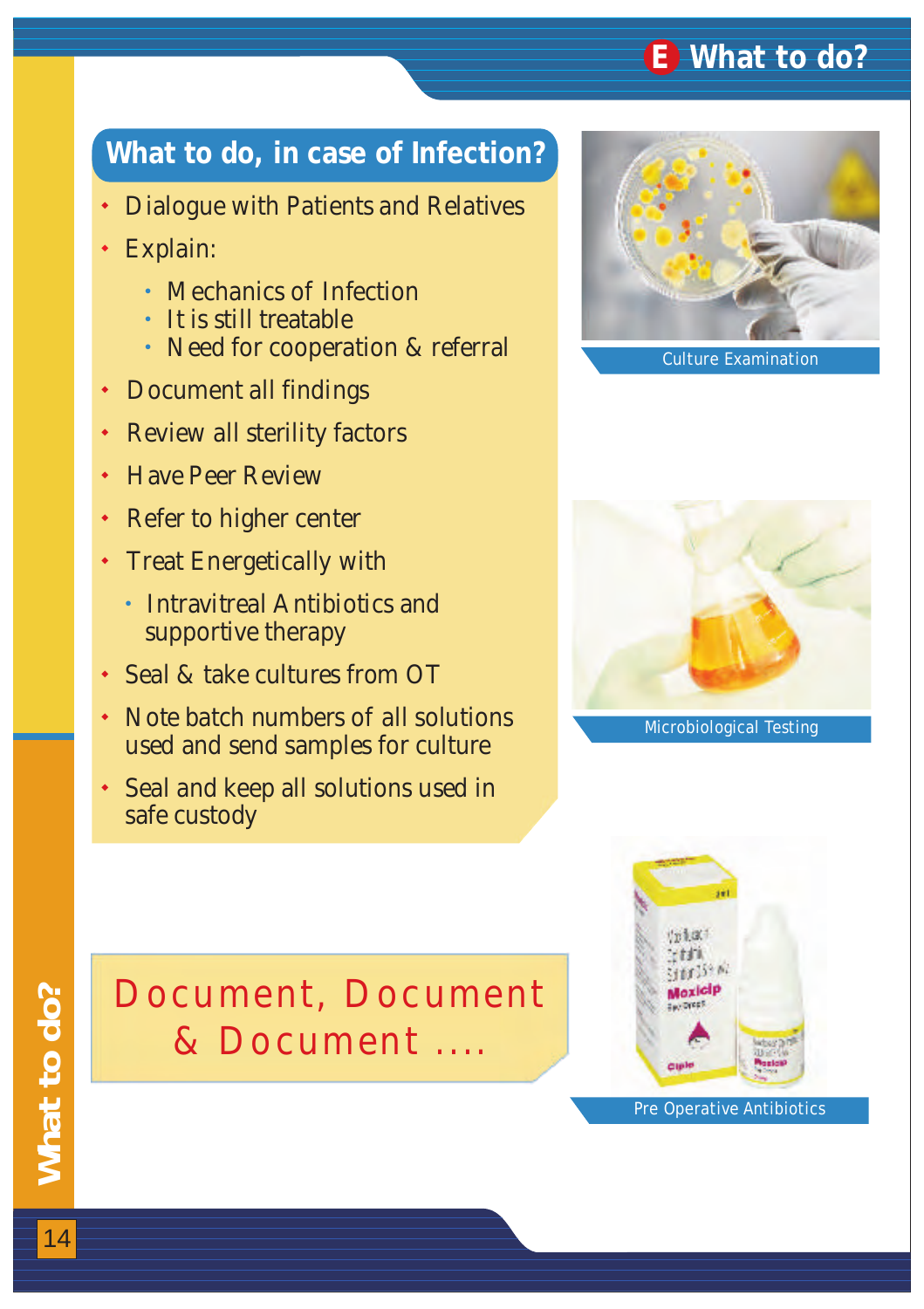# E What to do?

## What to do, in case of Infection?

- Dialogue with Patients and Relatives
- Explain:
  - Mechanics of Infection
  - It is still treatable
  - Need for cooperation & referral
- Document all findings
- Review all sterility factors
- Have Peer Review
- Refer to higher center
- Treat Energetically with
  - Intravitreal Antibiotics and supportive therapy
- Seal & take cultures from OT
- Note batch numbers of all solutions used and send samples for culture
- Seal and keep all solutions used in safe custody

Culture Examination

Microbiological Testing

Pre Operative Antibiotics

**Document, Document & Document ....**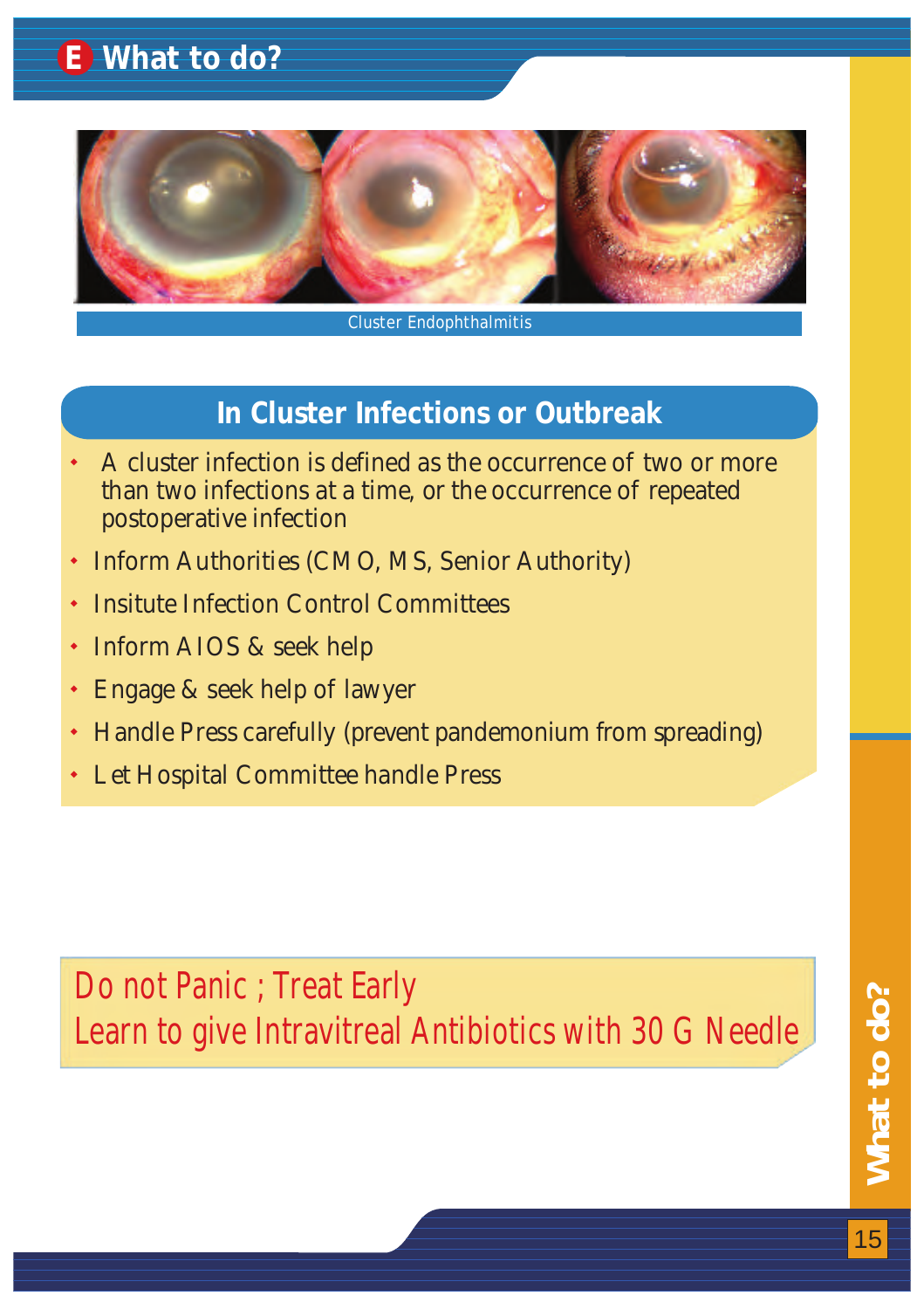# E What to do?

Cluster Endophthalmitis

## In Cluster Infections or Outbreak

- A cluster infection is defined as the occurrence of two or more than two infections at a time, or the occurrence of repeated postoperative infection
- Inform Authorities (CMO, MS, Senior Authority)
- Insitute Infection Control Committees
- Inform AIOS & seek help
- Engage & seek help of lawyer
- Handle Press carefully (prevent pandemonium from spreading)
- Let Hospital Committee handle Press

Do not Panic ; Treat Early
Learn to give Intravitreal Antibiotics with 30 G Needle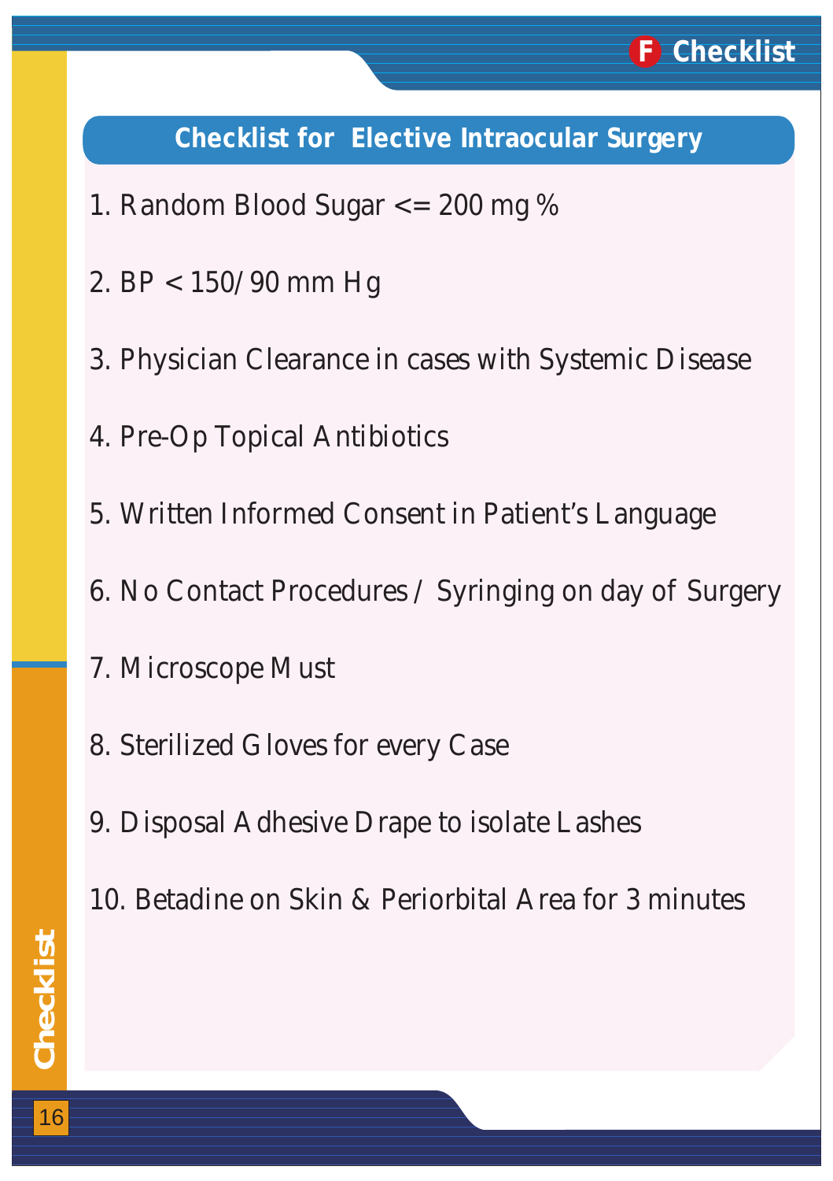## Checklist for Elective Intraocular Surgery

1. Random Blood Sugar <= 200 mg %
2. BP < 150/90 mm Hg
3. Physician Clearance in cases with Systemic Disease
4. Pre-Op Topical Antibiotics
5. Written Informed Consent in Patient's Language
6. No Contact Procedures / Syringing on day of Surgery
7. Microscope Must
8. Sterilized Gloves for every Case
9. Disposal Adhesive Drape to isolate Lashes
10. Betadine on Skin & Periorbital Area for 3 minutes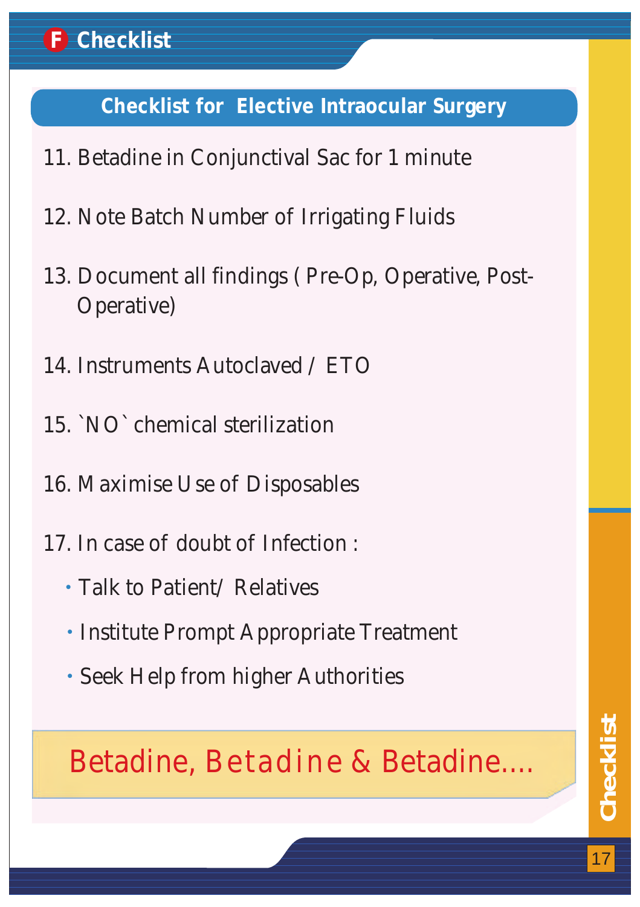## F Checklist

### Checklist for Elective Intraocular Surgery

11. Betadine in Conjunctival Sac for 1 minute

12. Note Batch Number of Irrigating Fluids

13. Document all findings ( Pre-Op, Operative, Post-Operative)

14. Instruments Autoclaved / ETO

15. `NO` chemical sterilization

16. Maximise Use of Disposables

17. In case of doubt of Infection :
    - Talk to Patient/ Relatives
    - Institute Prompt Appropriate Treatment
    - Seek Help from higher Authorities

**Betadine, Betadine & Betadine....**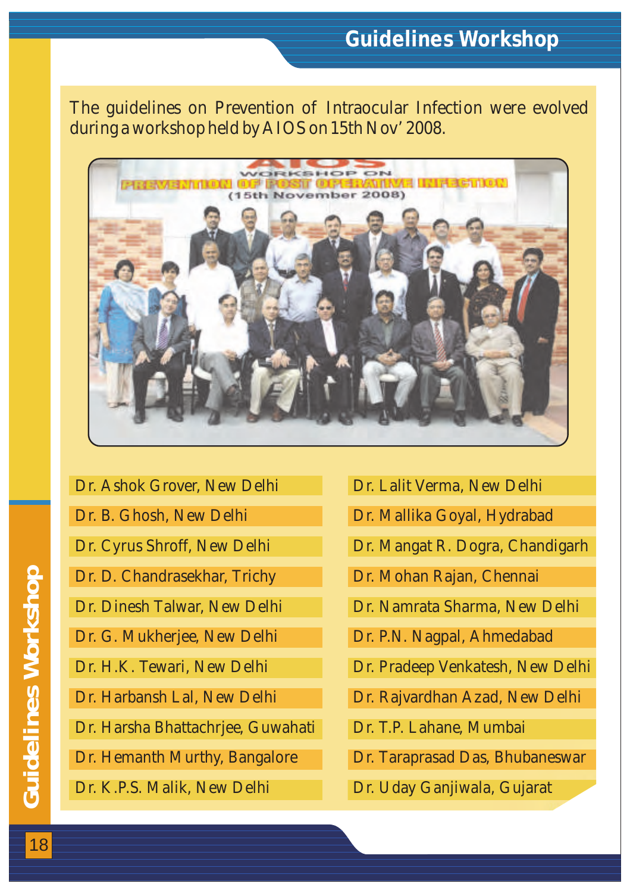# Guidelines Workshop

The guidelines on Prevention of Intraocular Infection were evolved during a workshop held by AIOS on 15th Nov' 2008.

- Dr. Ashok Grover, New Delhi
- Dr. B. Ghosh, New Delhi
- Dr. Cyrus Shroff, New Delhi
- Dr. D. Chandrasekhar, Trichy
- Dr. Dinesh Talwar, New Delhi
- Dr. G. Mukherjee, New Delhi
- Dr. H.K. Tewari, New Delhi
- Dr. Harbansh Lal, New Delhi
- Dr. Harsha Bhattachrjee, Guwahati
- Dr. Hemanth Murthy, Bangalore
- Dr. K.P.S. Malik, New Delhi
- Dr. Lalit Verma, New Delhi
- Dr. Mallika Goyal, Hydrabad
- Dr. Mangat R. Dogra, Chandigarh
- Dr. Mohan Rajan, Chennai
- Dr. Namrata Sharma, New Delhi
- Dr. P.N. Nagpal, Ahmedabad
- Dr. Pradeep Venkatesh, New Delhi
- Dr. Rajvardhan Azad, New Delhi
- Dr. T.P. Lahane, Mumbai
- Dr. Taraprasad Das, Bhubaneswar
- Dr. Uday Ganjiwala, Gujarat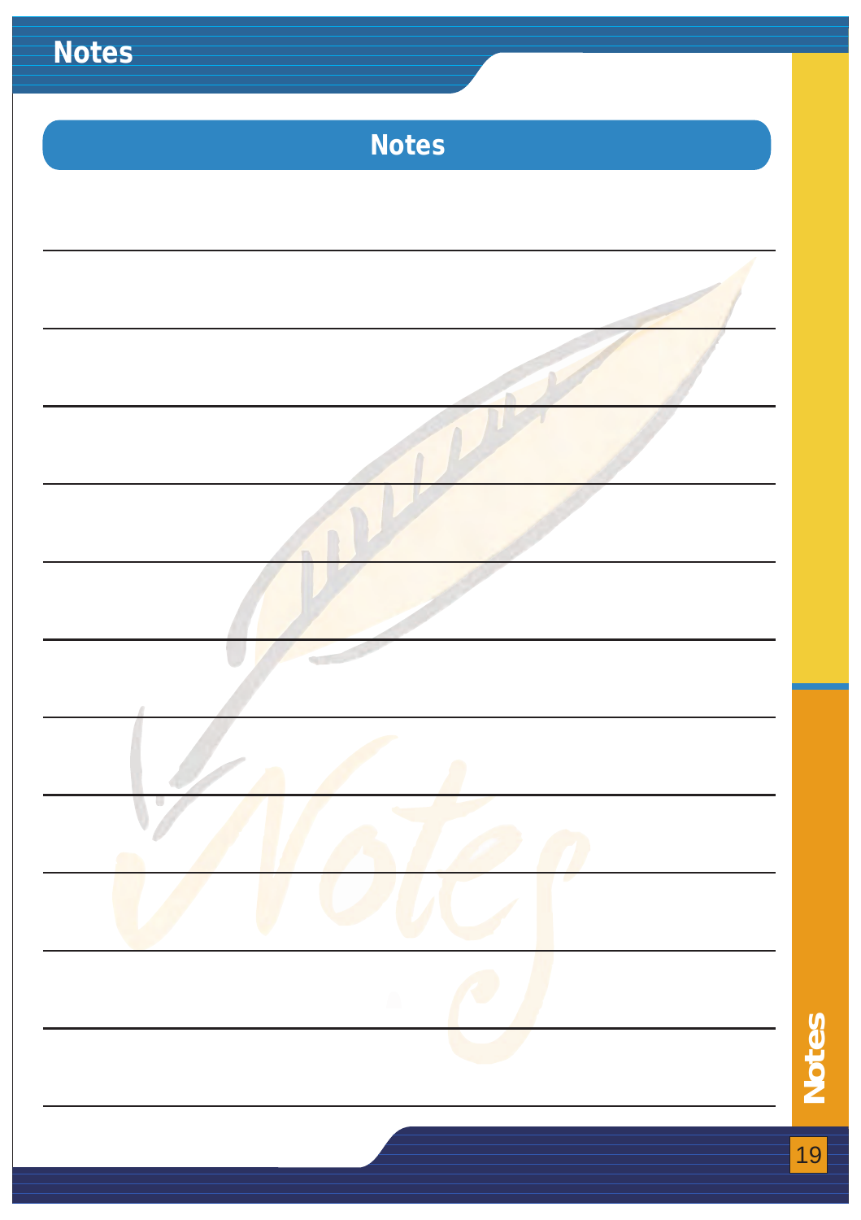# Notes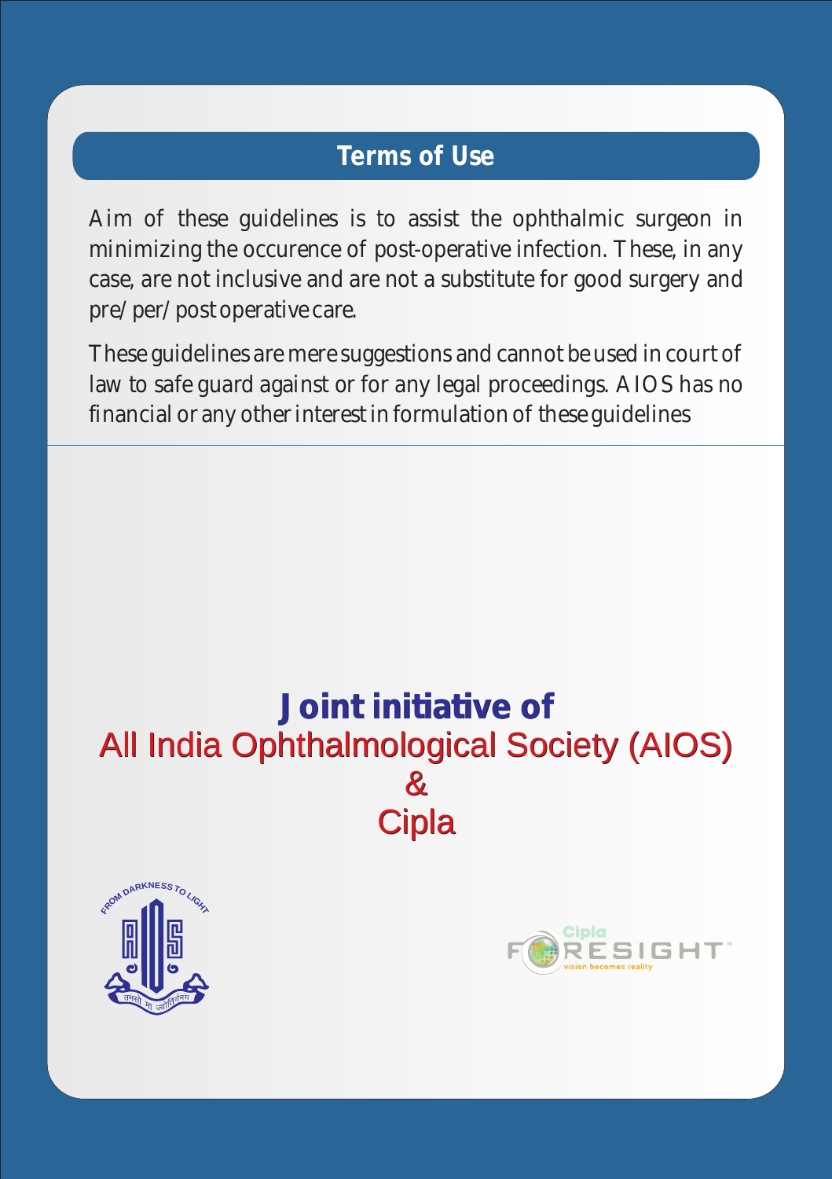## Terms of Use

Aim of these guidelines is to assist the ophthalmic surgeon in minimizing the occurence of post-operative infection. These, in any case, are not inclusive and are not a substitute for good surgery and pre/per/post operative care.

These guidelines are mere suggestions and cannot be used in court of law to safe guard against or for any legal proceedings. AIOS has no financial or any other interest in formulation of these guidelines

**Joint initiative of**

All India Ophthalmological Society (AIOS)

&

Cipla